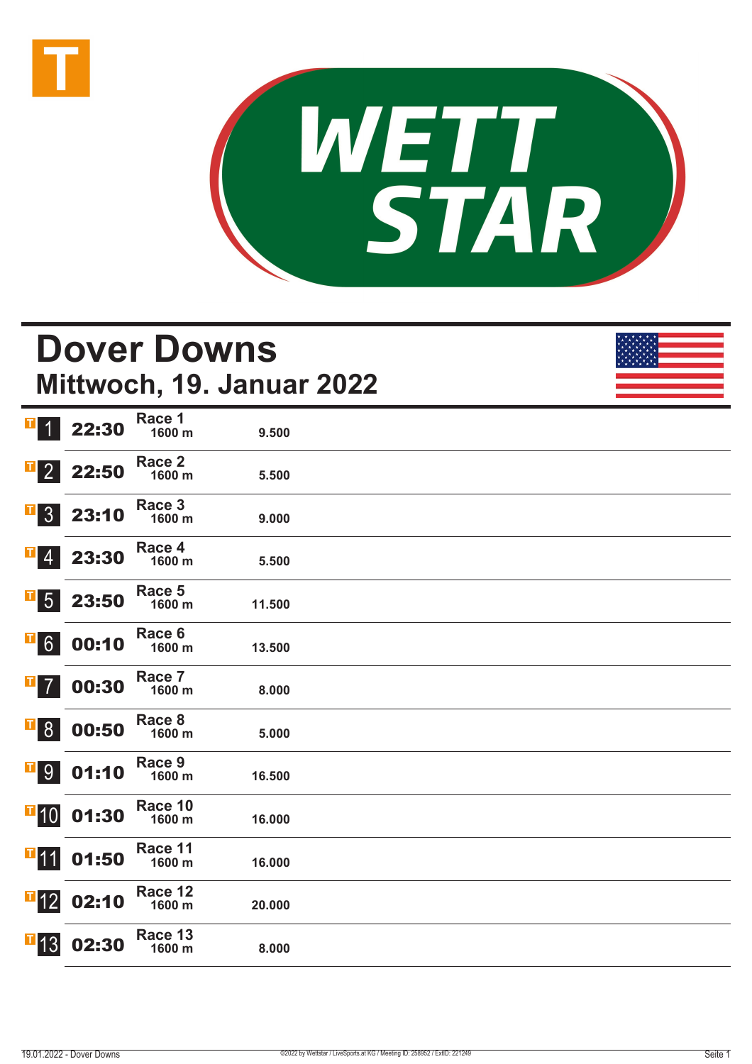# Dover Downs

## Mittwoch, 19. Januar 2022

| | | | | |
|---|---|---|---|---|
| 1 | 22:30 | Race 1 | 1600 m | 9.500 |
| 2 | 22:50 | Race 2 | 1600 m | 5.500 |
| 3 | 23:10 | Race 3 | 1600 m | 9.000 |
| 4 | 23:30 | Race 4 | 1600 m | 5.500 |
| 5 | 23:50 | Race 5 | 1600 m | 11.500 |
| 6 | 00:10 | Race 6 | 1600 m | 13.500 |
| 7 | 00:30 | Race 7 | 1600 m | 8.000 |
| 8 | 00:50 | Race 8 | 1600 m | 5.000 |
| 9 | 01:10 | Race 9 | 1600 m | 16.500 |
| 10 | 01:30 | Race 10 | 1600 m | 16.000 |
| 11 | 01:50 | Race 11 | 1600 m | 16.000 |
| 12 | 02:10 | Race 12 | 1600 m | 20.000 |
| 13 | 02:30 | Race 13 | 1600 m | 8.000 |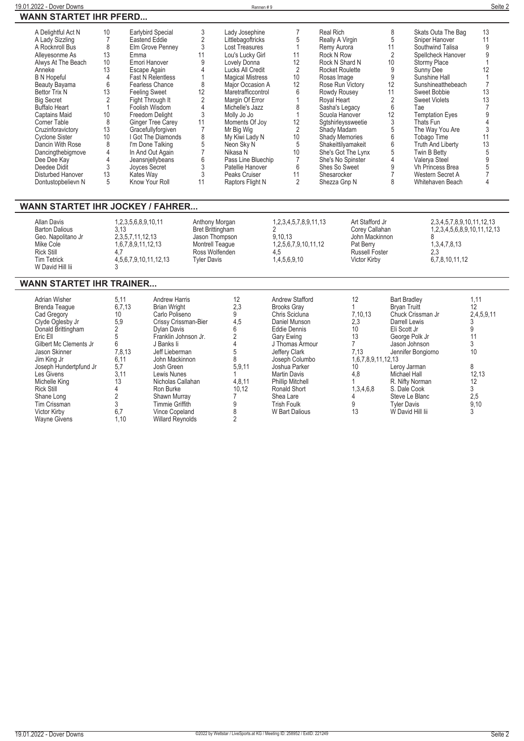## WANN STARTET IHR PFERD...

| | | | | | | | | | |
|---|---|---|---|---|---|---|---|---|---|
| A Delightful Act N | 10 | Earlybird Special | 3 | Lady Josephine | 7 | Real Rich | 8 | Skats Outa The Bag | 13 |
| A Lady Sizzling | 7 | Eastend Eddie | 2 | Littlebagoftricks | 5 | Really A Virgin | 5 | Sniper Hanover | 11 |
| A Rocknroll Bus | 8 | Elm Grove Penney | 3 | Lost Treasures | 1 | Remy Aurora | 11 | Southwind Talisa | 9 |
| Alleyesonme As | 13 | Emma | 11 | Lou's Lucky Girl | 11 | Rock N Row | 2 | Spellcheck Hanover | 9 |
| Alwys At The Beach | 10 | Emori Hanover | 9 | Lovely Donna | 12 | Rock N Shard N | 10 | Stormy Place | 1 |
| Anneke | 13 | Escape Again | 4 | Lucks All Credit | 2 | Rocket Roulette | 9 | Sunny Dee | 12 |
| B N Hopeful | 4 | Fast N Relentless | 1 | Magical Mistress | 10 | Rosas Image | 9 | Sunshine Hall | 1 |
| Beauty Bayama | 6 | Fearless Chance | 8 | Major Occasion A | 12 | Rose Run Victory | 12 | Sunshineatthebeach | 7 |
| Bettor Trix N | 13 | Feeling Sweet | 12 | Maretrafficcontrol | 6 | Rowdy Rousey | 11 | Sweet Bobbie | 13 |
| Big Secret | 2 | Fight Through It | 2 | Margin Of Error | 1 | Royal Heart | 2 | Sweet Violets | 13 |
| Buffalo Heart | 1 | Foolish Wisdom | 4 | Michelle's Jazz | 8 | Sasha's Legacy | 6 | Tae | 7 |
| Captains Maid | 10 | Freedom Delight | 3 | Molly Jo Jo | 1 | Scuola Hanover | 12 | Temptation Eyes | 9 |
| Corner Table | 8 | Ginger Tree Carey | 11 | Moments Of Joy | 12 | Sgtshirleyssweetie | 3 | Thats Fun | 4 |
| Cruzinforavictory | 13 | Gracefullyforgiven | 7 | Mr Big Wig | 2 | Shady Madam | 5 | The Way You Are | 3 |
| Cyclone Sister | 10 | I Got The Diamonds | 8 | My Kiwi Lady N | 10 | Shady Memories | 6 | Tobago Time | 11 |
| Dancin With Rose | 8 | I'm Done Talking | 5 | Neon Sky N | 5 | Shakeittilyamakeit | 6 | Truth And Liberty | 13 |
| Dancingthebigmove | 4 | In And Out Again | 7 | Nikasa N | 10 | She's Got The Lynx | 5 | Twin B Betty | 5 |
| Dee Dee Kay | 4 | Jeansnjellybeans | 6 | Pass Line Bluechip | 7 | She's No Spinster | 4 | Valerya Steel | 9 |
| Deedee Didit | 3 | Joyces Secret | 3 | Patellie Hanover | 6 | Shes So Sweet | 9 | Vh Princess Brea | 5 |
| Disturbed Hanover | 13 | Kates Way | 3 | Peaks Cruiser | 11 | Shesarocker | 7 | Western Secret A | 7 |
| Dontustopbelievn N | 5 | Know Your Roll | 11 | Raptors Flight N | 2 | Shezza Gnp N | 8 | Whitehaven Beach | 4 |

## WANN STARTET IHR JOCKEY / FAHRER...

| | | | | | |
|---|---|---|---|---|---|
| Allan Davis | 1,2,3,5,6,8,9,10,11 | Anthony Morgan | 1,2,3,4,5,7,8,9,11,13 | Art Stafford Jr | 2,3,4,5,7,8,9,10,11,12,13 |
| Barton Dalious | 3,13 | Bret Brittingham | 2 | Corey Callahan | 1,2,3,4,5,6,8,9,10,11,12,13 |
| Geo. Napolitano Jr | 2,3,5,7,11,12,13 | Jason Thompson | 9,10,13 | John Mackinnon | 8 |
| Mike Cole | 1,6,7,8,9,11,12,13 | Montrell Teague | 1,2,5,6,7,9,10,11,12 | Pat Berry | 1,3,4,7,8,13 |
| Rick Still | 4,7 | Ross Wolfenden | 4,5 | Russell Foster | 2,3 |
| Tim Tetrick | 4,5,6,7,9,10,11,12,13 | Tyler Davis | 1,4,5,6,9,10 | Victor Kirby | 6,7,8,10,11,12 |
| W David Hill Iii | 3 | | | | |

## WANN STARTET IHR TRAINER...

| | | | | | | | | | |
|---|---|---|---|---|---|---|---|---|---|
| Adrian Wisher | 5,11 | Andrew Harris | 12 | Andrew Stafford | 12 | Bart Bradley | 1,11 | | |
| Brenda Teague | 6,7,13 | Brian Wright | 2,3 | Brooks Gray | 1 | Bryan Truitt | 12 | | |
| Cad Gregory | 10 | Carlo Poliseno | 9 | Chris Scicluna | 7,10,13 | Chuck Crissman Jr | 2,4,5,9,11 | | |
| Clyde Oglesby Jr | 5,9 | Crissy Crissman-Bier | 4,5 | Daniel Munson | 2,3 | Darrell Lewis | 3 | | |
| Donald Brittingham | 2 | Dylan Davis | 6 | Eddie Dennis | 10 | Eli Scott Jr | 9 | | |
| Eric Ell | 5 | Franklin Johnson Jr. | 2 | Gary Ewing | 13 | George Polk Jr | 11 | | |
| Gilbert Mc Clements Jr | 6 | J Banks Ii | 4 | J Thomas Armour | 7 | Jason Johnson | 3 | | |
| Jason Skinner | 7,8,13 | Jeff Lieberman | 5 | Jeffery Clark | 7,13 | Jennifer Bongiorno | 10 | | |
| Jim King Jr | 6,11 | John Mackinnon | 8 | Joseph Columbo | 1,6,7,8,9,11,12,13 | | | | |
| Joseph Hundertpfund Jr | 5,7 | Josh Green | 5,9,11 | Joshua Parker | 10 | Leroy Jarman | 8 | | |
| Les Givens | 3,11 | Lewis Nunes | 1 | Martin Davis | 4,8 | Michael Hall | 12,13 | | |
| Michelle King | 13 | Nicholas Callahan | 4,8,11 | Phillip Mitchell | 1 | R. Nifty Norman | 12 | | |
| Rick Still | 4 | Ron Burke | 10,12 | Ronald Short | 1,3,4,6,8 | S. Dale Cook | 3 | | |
| Shane Long | 2 | Shawn Murray | 7 | Shea Lare | 4 | Steve Le Blanc | 2,5 | | |
| Tim Crissman | 3 | Timmie Griffith | 9 | Trish Foulk | 9 | Tyler Davis | 9,10 | | |
| Victor Kirby | 6,7 | Vince Copeland | 8 | W Bart Dalious | 13 | W David Hill Iii | 3 | | |
| Wayne Givens | 1,10 | Willard Reynolds | 2 | | | | | | |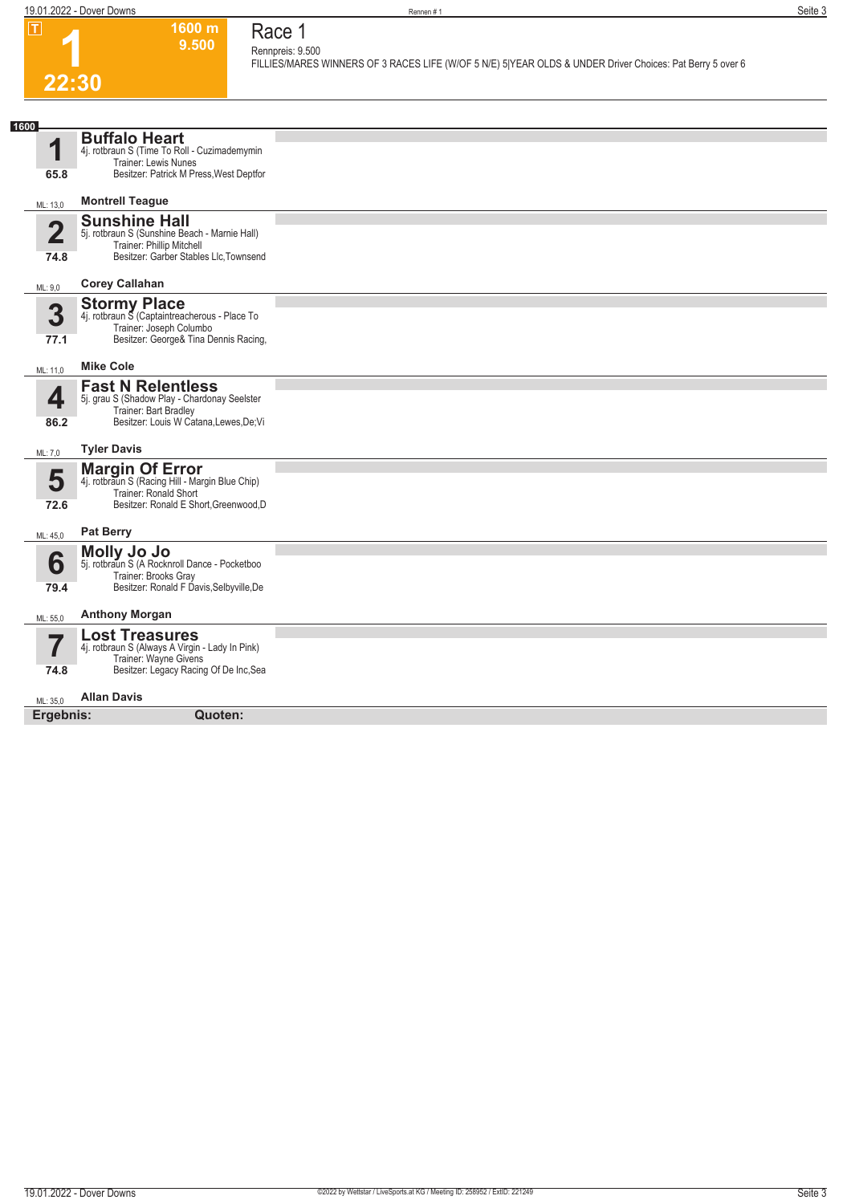# 1

**22:30**

1600 m
9.500

## Race 1

Rennpreis: 9.500

FILLIES/MARES WINNERS OF 3 RACES LIFE (W/OF 5 N/E) 5|YEAR OLDS & UNDER Driver Choices: Pat Berry 5 over 6

**1600**

### 1 Buffalo Heart
4j. rotbraun S (Time To Roll - Cuzimademymin
Trainer: Lewis Nunes
Besitzer: Patrick M Press,West Deptfor
65.8
ML: 13,0
**Montrell Teague**

### 2 Sunshine Hall
5j. rotbraun S (Sunshine Beach - Marnie Hall)
Trainer: Phillip Mitchell
Besitzer: Garber Stables Llc,Townsend
74.8
ML: 9,0
**Corey Callahan**

### 3 Stormy Place
4j. rotbraun S (Captaintreacherous - Place To
Trainer: Joseph Columbo
Besitzer: George& Tina Dennis Racing,
77.1
ML: 11,0
**Mike Cole**

### 4 Fast N Relentless
5j. grau S (Shadow Play - Chardonay Seelster
Trainer: Bart Bradley
Besitzer: Louis W Catana,Lewes,De;Vi
86.2
ML: 7,0
**Tyler Davis**

### 5 Margin Of Error
4j. rotbraun S (Racing Hill - Margin Blue Chip)
Trainer: Ronald Short
Besitzer: Ronald E Short,Greenwood,D
72.6
ML: 45,0
**Pat Berry**

### 6 Molly Jo Jo
5j. rotbraun S (A Rocknroll Dance - Pocketboo
Trainer: Brooks Gray
Besitzer: Ronald F Davis,Selbyville,De
79.4
ML: 55,0
**Anthony Morgan**

### 7 Lost Treasures
4j. rotbraun S (Always A Virgin - Lady In Pink)
Trainer: Wayne Givens
Besitzer: Legacy Racing Of De Inc,Sea
74.8
ML: 35,0
**Allan Davis**

**Ergebnis:** **Quoten:**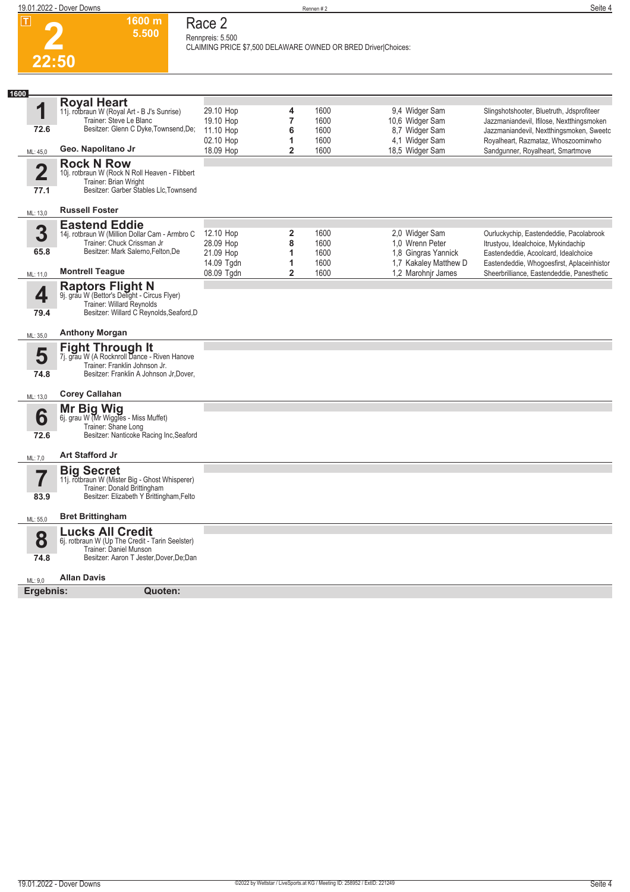# 2

**1600 m**
**5.500**

**22:50**

## Race 2

Rennpreis: 5.500

CLAIMING PRICE $7,500 DELAWARE OWNED OR BRED Driver|Choices:

**1600**

### 1 Royal Heart

11j. rotbraun W (Royal Art - B J's Sunrise)
Trainer: Steve Le Blanc
Besitzer: Glenn C Dyke,Townsend,De;

72.6

ML: 45,0 — **Geo. Napolitano Jr**

| | | | | |
|---|---|---|---|---|
| 29.10 Hop | 4 | 1600 | 9,4 Widger Sam | Slingshotshooter, Bluetruth, Jdsprofiteer |
| 19.10 Hop | 7 | 1600 | 10,6 Widger Sam | Jazzmaniandevil, Iflose, Nextthingsmoken |
| 11.10 Hop | 6 | 1600 | 8,7 Widger Sam | Jazzmaniandevil, Nextthingsmoken, Sweetc |
| 02.10 Hop | 1 | 1600 | 4,1 Widger Sam | Royalheart, Razmataz, Whoszoominwho |
| 18.09 Hop | 2 | 1600 | 18,5 Widger Sam | Sandgunner, Royalheart, Smartmove |

### 2 Rock N Row

10j. rotbraun W (Rock N Roll Heaven - Flibbert
Trainer: Brian Wright
Besitzer: Garber Stables Llc,Townsend

77.1

ML: 13,0 — **Russell Foster**

### 3 Eastend Eddie

14j. rotbraun W (Million Dollar Cam - Armbro C
Trainer: Chuck Crissman Jr
Besitzer: Mark Salerno,Felton,De

65.8

ML: 11,0 — **Montrell Teague**

| | | | | |
|---|---|---|---|---|
| 12.10 Hop | 2 | 1600 | 2,0 Widger Sam | Ourluckychip, Eastendeddie, Pacolabrook |
| 28.09 Hop | 8 | 1600 | 1,0 Wrenn Peter | Itrustyou, Idealchoice, Mykindachip |
| 21.09 Hop | 1 | 1600 | 1,8 Gingras Yannick | Eastendeddie, Acoolcard, Idealchoice |
| 14.09 Tgdn | 1 | 1600 | 1,7 Kakaley Matthew D | Eastendeddie, Whogoesfirst, Aplaceinhistor |
| 08.09 Tgdn | 2 | 1600 | 1,2 Marohnjr James | Sheerbrilliance, Eastendeddie, Panesthetic |

### 4 Raptors Flight N

9j. grau W (Bettor's Delight - Circus Flyer)
Trainer: Willard Reynolds
Besitzer: Willard C Reynolds,Seaford,D

79.4

ML: 35,0 — **Anthony Morgan**

### 5 Fight Through It

7j. grau W (A Rocknroll Dance - Riven Hanove
Trainer: Franklin Johnson Jr.
Besitzer: Franklin A Johnson Jr,Dover,

74.8

ML: 13,0 — **Corey Callahan**

### 6 Mr Big Wig

6j. grau W (Mr Wiggles - Miss Muffet)
Trainer: Shane Long
Besitzer: Nanticoke Racing Inc,Seaford

72.6

ML: 7,0 — **Art Stafford Jr**

### 7 Big Secret

11j. rotbraun W (Mister Big - Ghost Whisperer)
Trainer: Donald Brittingham
Besitzer: Elizabeth Y Brittingham,Felto

83.9

ML: 55,0 — **Bret Brittingham**

### 8 Lucks All Credit

6j. rotbraun W (Up The Credit - Tarin Seelster)
Trainer: Daniel Munson
Besitzer: Aaron T Jester,Dover,De;Dan

74.8

ML: 9,0 — **Allan Davis**

**Ergebnis:** **Quoten:**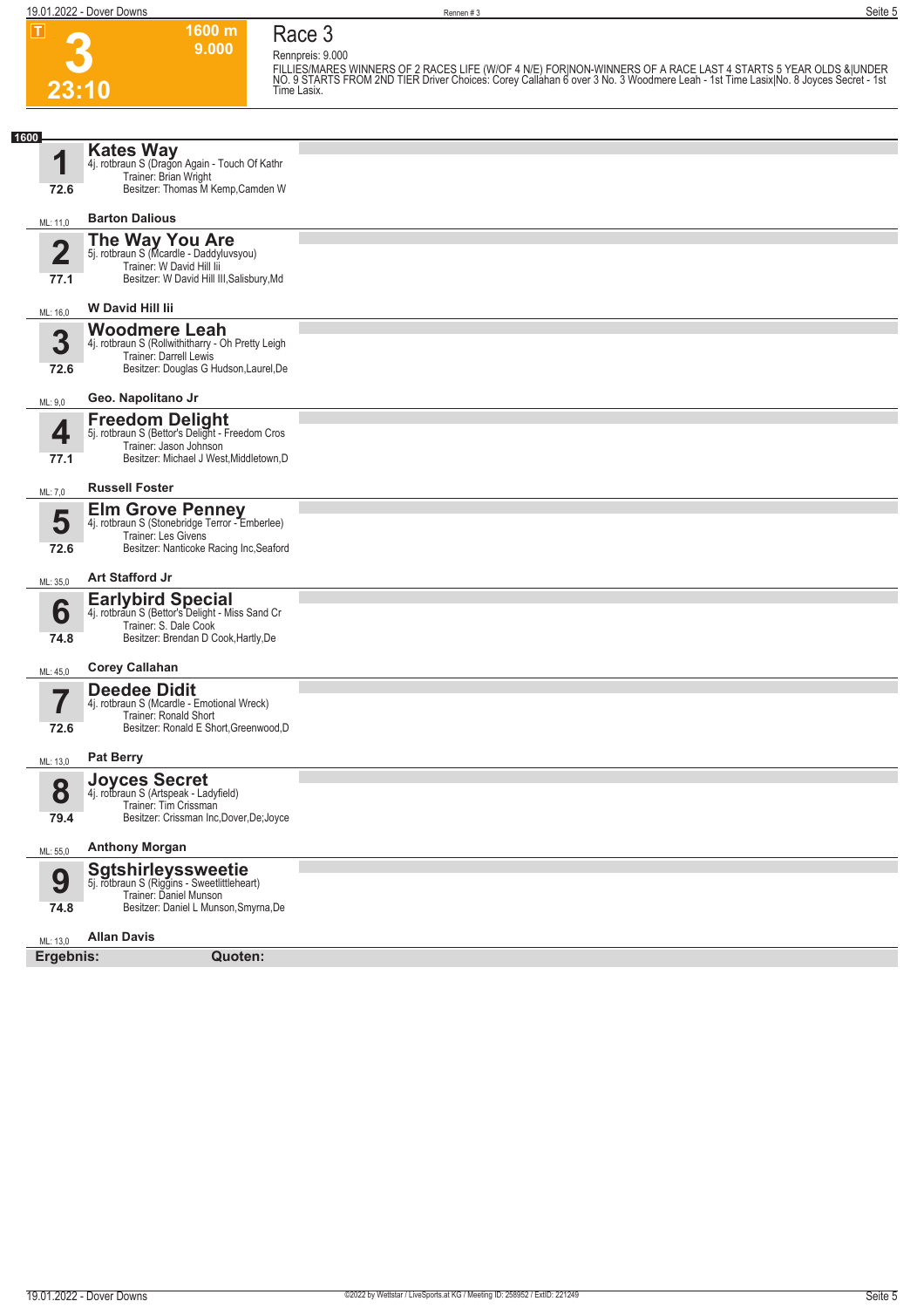**3** T
**23:10**

**1600 m**
**9.000**

# Race 3

Rennpreis: 9.000

FILLIES/MARES WINNERS OF 2 RACES LIFE (W/OF 4 N/E) FOR|NON-WINNERS OF A RACE LAST 4 STARTS 5 YEAR OLDS &|UNDER NO. 9 STARTS FROM 2ND TIER Driver Choices: Corey Callahan 6 over 3 No. 3 Woodmere Leah - 1st Time Lasix|No. 8 Joyces Secret - 1st Time Lasix.

**1600**

**1** **Kates Way**
4j. rotbraun S (Dragon Again - Touch Of Kathr
Trainer: Brian Wright
Besitzer: Thomas M Kemp,Camden W
72.6
ML: 11,0 **Barton Dalious**

**2** **The Way You Are**
5j. rotbraun S (Mcardle - Daddyluvsyou)
Trainer: W David Hill Iii
Besitzer: W David Hill III,Salisbury,Md
77.1
ML: 16,0 **W David Hill Iii**

**3** **Woodmere Leah**
4j. rotbraun S (Rollwithitharry - Oh Pretty Leigh
Trainer: Darrell Lewis
Besitzer: Douglas G Hudson,Laurel,De
72.6
ML: 9,0 **Geo. Napolitano Jr**

**4** **Freedom Delight**
5j. rotbraun S (Bettor's Delight - Freedom Cros
Trainer: Jason Johnson
Besitzer: Michael J West,Middletown,D
77.1
ML: 7,0 **Russell Foster**

**5** **Elm Grove Penney**
4j. rotbraun S (Stonebridge Terror - Emberlee)
Trainer: Les Givens
Besitzer: Nanticoke Racing Inc,Seaford
72.6
ML: 35,0 **Art Stafford Jr**

**6** **Earlybird Special**
4j. rotbraun S (Bettor's Delight - Miss Sand Cr
Trainer: S. Dale Cook
Besitzer: Brendan D Cook,Hartly,De
74.8
ML: 45,0 **Corey Callahan**

**7** **Deedee Didit**
4j. rotbraun S (Mcardle - Emotional Wreck)
Trainer: Ronald Short
Besitzer: Ronald E Short,Greenwood,D
72.6
ML: 13,0 **Pat Berry**

**8** **Joyces Secret**
4j. rotbraun S (Artspeak - Ladyfield)
Trainer: Tim Crissman
Besitzer: Crissman Inc,Dover,De;Joyce
79.4
ML: 55,0 **Anthony Morgan**

**9** **Sgtshirleyssweetie**
5j. rotbraun S (Riggins - Sweetlittleheart)
Trainer: Daniel Munson
Besitzer: Daniel L Munson,Smyrna,De
74.8
ML: 13,0 **Allan Davis**

**Ergebnis:** **Quoten:**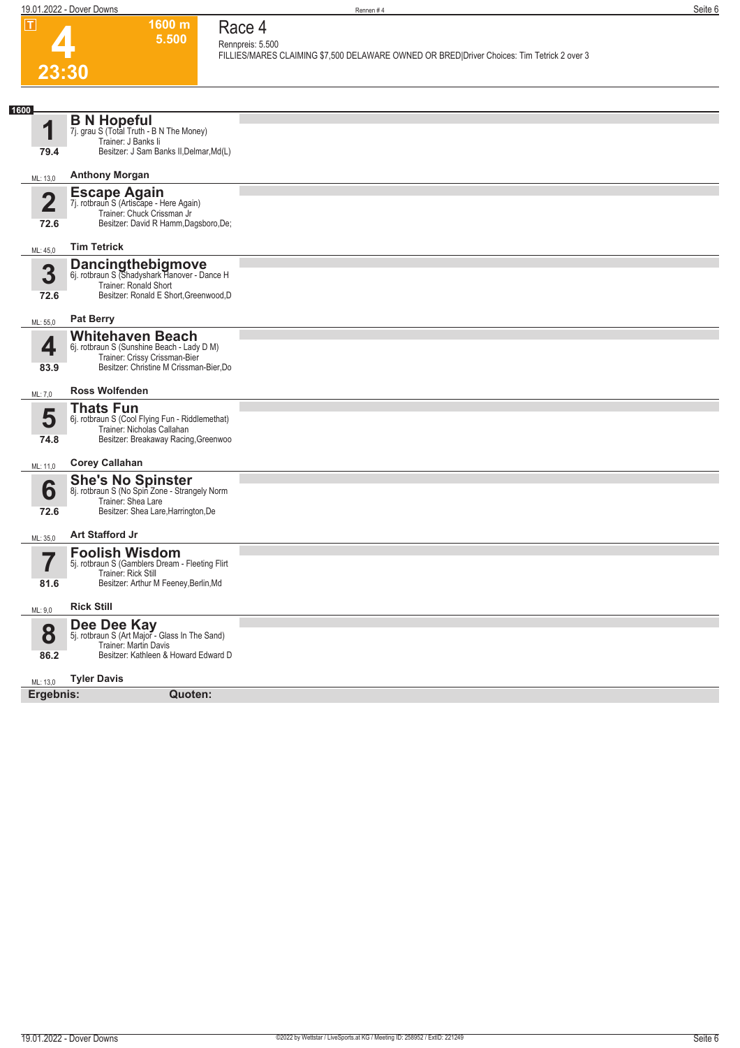T

# 4

23:30

1600 m
5.500

## Race 4

Rennpreis: 5.500

FILLIES/MARES CLAIMING $7,500 DELAWARE OWNED OR BRED|Driver Choices: Tim Tetrick 2 over 3

1600

**1** **B N Hopeful**
7j. grau S (Total Truth - B N The Money)
Trainer: J Banks Ii
Besitzer: J Sam Banks II,Delmar,Md(L)
79.4
ML: 13,0 **Anthony Morgan**

**2** **Escape Again**
7j. rotbraun S (Artiscape - Here Again)
Trainer: Chuck Crissman Jr
Besitzer: David R Hamm,Dagsboro,De;
72.6
ML: 45,0 **Tim Tetrick**

**3** **Dancingthebigmove**
6j. rotbraun S (Shadyshark Hanover - Dance H
Trainer: Ronald Short
Besitzer: Ronald E Short,Greenwood,D
72.6
ML: 55,0 **Pat Berry**

**4** **Whitehaven Beach**
6j. rotbraun S (Sunshine Beach - Lady D M)
Trainer: Crissy Crissman-Bier
Besitzer: Christine M Crissman-Bier,Do
83.9
ML: 7,0 **Ross Wolfenden**

**5** **Thats Fun**
6j. rotbraun S (Cool Flying Fun - Riddlemethat)
Trainer: Nicholas Callahan
Besitzer: Breakaway Racing,Greenwoo
74.8
ML: 11,0 **Corey Callahan**

**6** **She's No Spinster**
8j. rotbraun S (No Spin Zone - Strangely Norm
Trainer: Shea Lare
Besitzer: Shea Lare,Harrington,De
72.6
ML: 35,0 **Art Stafford Jr**

**7** **Foolish Wisdom**
5j. rotbraun S (Gamblers Dream - Fleeting Flirt
Trainer: Rick Still
Besitzer: Arthur M Feeney,Berlin,Md
81.6
ML: 9,0 **Rick Still**

**8** **Dee Dee Kay**
5j. rotbraun S (Art Major - Glass In The Sand)
Trainer: Martin Davis
Besitzer: Kathleen & Howard Edward D
86.2
ML: 13,0 **Tyler Davis**

**Ergebnis:** **Quoten:**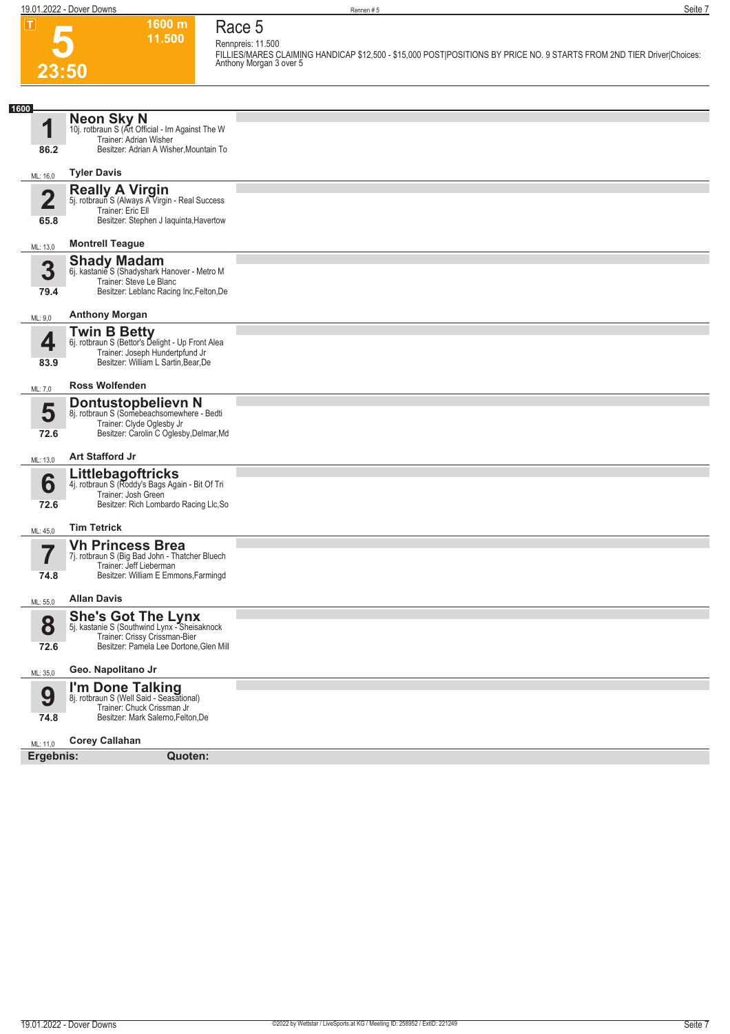**T**

# 5

**23:50**

**1600 m**
**11.500**

## Race 5

Rennpreis: 11.500

FILLIES/MARES CLAIMING HANDICAP $12,500 - $15,000 POST|POSITIONS BY PRICE NO. 9 STARTS FROM 2ND TIER Driver|Choices: Anthony Morgan 3 over 5

**1600**

### 1 Neon Sky N
10j. rotbraun S (Art Official - Im Against The W
Trainer: Adrian Wisher
Besitzer: Adrian A Wisher,Mountain To
86.2
ML: 16,0 — **Tyler Davis**

### 2 Really A Virgin
5j. rotbraun S (Always A Virgin - Real Success
Trainer: Eric Ell
Besitzer: Stephen J Iaquinta,Havertow
65.8
ML: 13,0 — **Montrell Teague**

### 3 Shady Madam
6j. kastanie S (Shadyshark Hanover - Metro M
Trainer: Steve Le Blanc
Besitzer: Leblanc Racing Inc,Felton,De
79.4
ML: 9,0 — **Anthony Morgan**

### 4 Twin B Betty
6j. rotbraun S (Bettor's Delight - Up Front Alea
Trainer: Joseph Hundertpfund Jr
Besitzer: William L Sartin,Bear,De
83.9
ML: 7,0 — **Ross Wolfenden**

### 5 Dontustopbelievn N
8j. rotbraun S (Somebeachsomewhere - Bedti
Trainer: Clyde Oglesby Jr
Besitzer: Carolin C Oglesby,Delmar,Md
72.6
ML: 13,0 — **Art Stafford Jr**

### 6 Littlebagoftricks
4j. rotbraun S (Roddy's Bags Again - Bit Of Tri
Trainer: Josh Green
Besitzer: Rich Lombardo Racing Llc,So
72.6
ML: 45,0 — **Tim Tetrick**

### 7 Vh Princess Brea
7j. rotbraun S (Big Bad John - Thatcher Bluech
Trainer: Jeff Lieberman
Besitzer: William E Emmons,Farmingd
74.8
ML: 55,0 — **Allan Davis**

### 8 She's Got The Lynx
5j. kastanie S (Southwind Lynx - Sheisaknock
Trainer: Crissy Crissman-Bier
Besitzer: Pamela Lee Dortone,Glen Mill
72.6
ML: 35,0 — **Geo. Napolitano Jr**

### 9 I'm Done Talking
8j. rotbraun S (Well Said - Seasational)
Trainer: Chuck Crissman Jr
Besitzer: Mark Salerno,Felton,De
74.8
ML: 11,0 — **Corey Callahan**

**Ergebnis:** **Quoten:**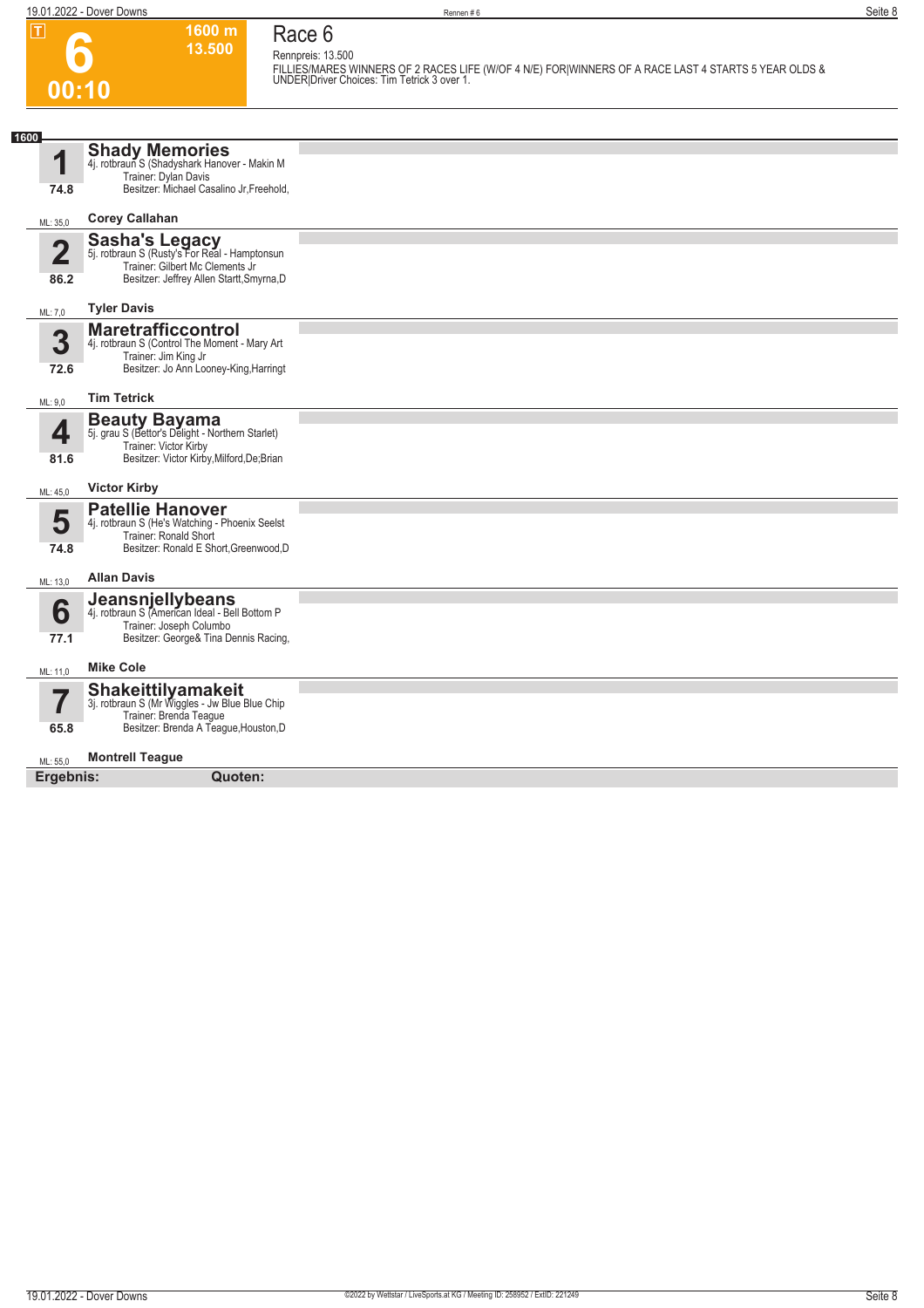# 6

**1600 m**
**13.500**

**00:10**

## Race 6

Rennpreis: 13.500

FILLIES/MARES WINNERS OF 2 RACES LIFE (W/OF 4 N/E) FOR|WINNERS OF A RACE LAST 4 STARTS 5 YEAR OLDS & UNDER|Driver Choices: Tim Tetrick 3 over 1.

**1600**

**1** **Shady Memories**
4j. rotbraun S (Shadyshark Hanover - Makin M
Trainer: Dylan Davis
Besitzer: Michael Casalino Jr,Freehold,
74.8
ML: 35,0 **Corey Callahan**

**2** **Sasha's Legacy**
5j. rotbraun S (Rusty's For Real - Hamptonsun
Trainer: Gilbert Mc Clements Jr
Besitzer: Jeffrey Allen Startt,Smyrna,D
86.2
ML: 7,0 **Tyler Davis**

**3** **Maretrafficcontrol**
4j. rotbraun S (Control The Moment - Mary Art
Trainer: Jim King Jr
Besitzer: Jo Ann Looney-King,Harringt
72.6
ML: 9,0 **Tim Tetrick**

**4** **Beauty Bayama**
5j. grau S (Bettor's Delight - Northern Starlet)
Trainer: Victor Kirby
Besitzer: Victor Kirby,Milford,De;Brian
81.6
ML: 45,0 **Victor Kirby**

**5** **Patellie Hanover**
4j. rotbraun S (He's Watching - Phoenix Seelst
Trainer: Ronald Short
Besitzer: Ronald E Short,Greenwood,D
74.8
ML: 13,0 **Allan Davis**

**6** **Jeansnjellybeans**
4j. rotbraun S (American Ideal - Bell Bottom P
Trainer: Joseph Columbo
Besitzer: George& Tina Dennis Racing,
77.1
ML: 11,0 **Mike Cole**

**7** **Shakeittilyamakeit**
3j. rotbraun S (Mr Wiggles - Jw Blue Blue Chip
Trainer: Brenda Teague
Besitzer: Brenda A Teague,Houston,D
65.8
ML: 55,0 **Montrell Teague**

**Ergebnis:** **Quoten:**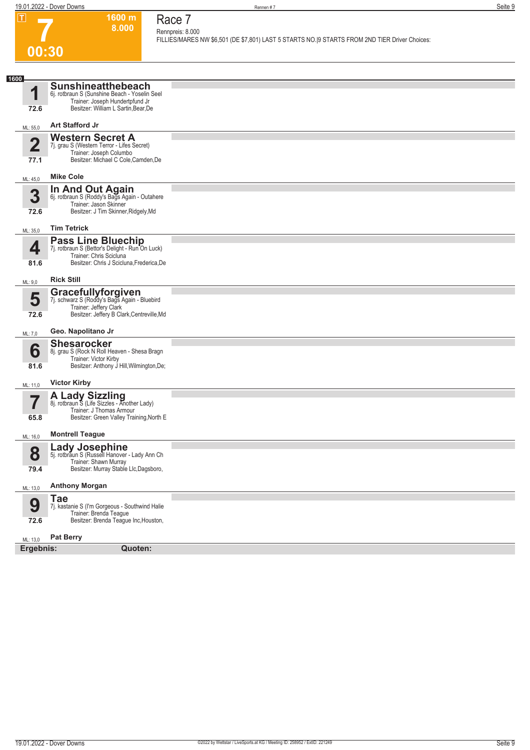# Race 7

**7** — 1600 m — 8.000 — 00:30

Rennpreis: 8.000

FILLIES/MARES NW $6,501 (DE $7,801) LAST 5 STARTS NO.|9 STARTS FROM 2ND TIER Driver Choices:

**1600**

## 1 Sunshineatthebeach
6j. rotbraun S (Sunshine Beach - Yoselin Seel
Trainer: Joseph Hundertpfund Jr
Besitzer: William L Sartin,Bear,De
72.6
ML: 55,0 — **Art Stafford Jr**

## 2 Western Secret A
7j. grau S (Western Terror - Lifes Secret)
Trainer: Joseph Columbo
Besitzer: Michael C Cole,Camden,De
77.1
ML: 45,0 — **Mike Cole**

## 3 In And Out Again
6j. rotbraun S (Roddy's Bags Again - Outahere
Trainer: Jason Skinner
Besitzer: J Tim Skinner,Ridgely,Md
72.6
ML: 35,0 — **Tim Tetrick**

## 4 Pass Line Bluechip
7j. rotbraun S (Bettor's Delight - Run On Luck)
Trainer: Chris Scicluna
Besitzer: Chris J Scicluna,Frederica,De
81.6
ML: 9,0 — **Rick Still**

## 5 Gracefullyforgiven
7j. schwarz S (Roddy's Bags Again - Bluebird
Trainer: Jeffery Clark
Besitzer: Jeffery B Clark,Centreville,Md
72.6
ML: 7,0 — **Geo. Napolitano Jr**

## 6 Shesarocker
8j. grau S (Rock N Roll Heaven - Shesa Bragn
Trainer: Victor Kirby
Besitzer: Anthony J Hill,Wilmington,De;
81.6
ML: 11,0 — **Victor Kirby**

## 7 A Lady Sizzling
8j. rotbraun S (Life Sizzles - Another Lady)
Trainer: J Thomas Armour
Besitzer: Green Valley Training,North E
65.8
ML: 16,0 — **Montrell Teague**

## 8 Lady Josephine
5j. rotbraun S (Russell Hanover - Lady Ann Ch
Trainer: Shawn Murray
Besitzer: Murray Stable Llc,Dagsboro,
79.4
ML: 13,0 — **Anthony Morgan**

## 9 Tae
7j. kastanie S (I'm Gorgeous - Southwind Halie
Trainer: Brenda Teague
Besitzer: Brenda Teague Inc,Houston,
72.6
ML: 13,0 — **Pat Berry**

**Ergebnis:** **Quoten:**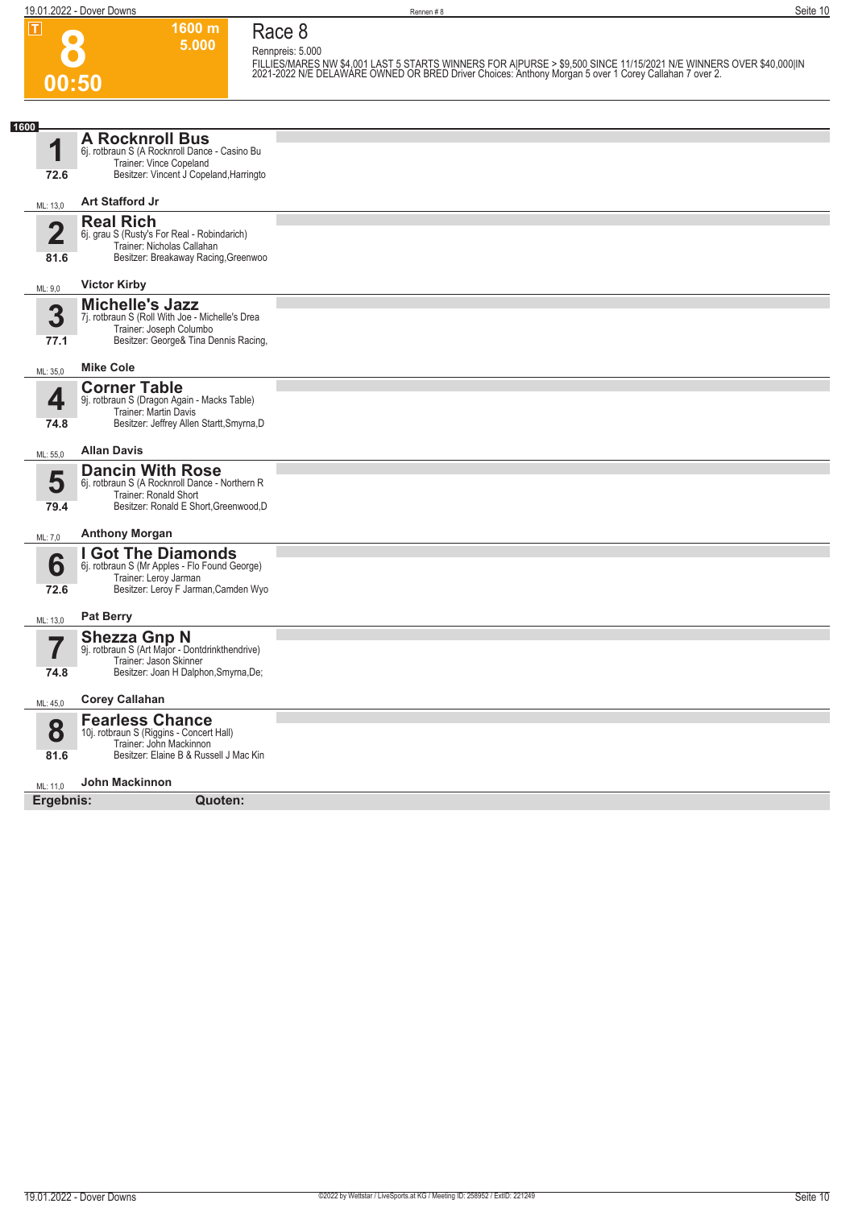# Race 8

**8** | 00:50 | 1600 m | 5.000

Rennpreis: 5.000

FILLIES/MARES NW $4,001 LAST 5 STARTS WINNERS FOR A|PURSE > $9,500 SINCE 11/15/2021 N/E WINNERS OVER $40,000|IN 2021-2022 N/E DELAWARE OWNED OR BRED Driver Choices: Anthony Morgan 5 over 1 Corey Callahan 7 over 2.

**1600**

| Nr. | Pferd | Fahrer | ML |
|---|---|---|---|
| 1 (72.6) | **A Rocknroll Bus** 6j. rotbraun S (A Rocknroll Dance - Casino Bu Trainer: Vince Copeland Besitzer: Vincent J Copeland,Harringto | Art Stafford Jr | 13,0 |
| 2 (81.6) | **Real Rich** 6j. grau S (Rusty's For Real - Robindarich) Trainer: Nicholas Callahan Besitzer: Breakaway Racing,Greenwoo | Victor Kirby | 9,0 |
| 3 (77.1) | **Michelle's Jazz** 7j. rotbraun S (Roll With Joe - Michelle's Drea Trainer: Joseph Columbo Besitzer: George& Tina Dennis Racing, | Mike Cole | 35,0 |
| 4 (74.8) | **Corner Table** 9j. rotbraun S (Dragon Again - Macks Table) Trainer: Martin Davis Besitzer: Jeffrey Allen Startt,Smyrna,D | Allan Davis | 55,0 |
| 5 (79.4) | **Dancin With Rose** 6j. rotbraun S (A Rocknroll Dance - Northern R Trainer: Ronald Short Besitzer: Ronald E Short,Greenwood,D | Anthony Morgan | 7,0 |
| 6 (72.6) | **I Got The Diamonds** 6j. rotbraun S (Mr Apples - Flo Found George) Trainer: Leroy Jarman Besitzer: Leroy F Jarman,Camden Wyo | Pat Berry | 13,0 |
| 7 (74.8) | **Shezza Gnp N** 9j. rotbraun S (Art Major - Dontdrinkthendrive) Trainer: Jason Skinner Besitzer: Joan H Dalphon,Smyrna,De; | Corey Callahan | 45,0 |
| 8 (81.6) | **Fearless Chance** 10j. rotbraun S (Riggins - Concert Hall) Trainer: John Mackinnon Besitzer: Elaine B & Russell J Mac Kin | John Mackinnon | 11,0 |

**Ergebnis:** **Quoten:**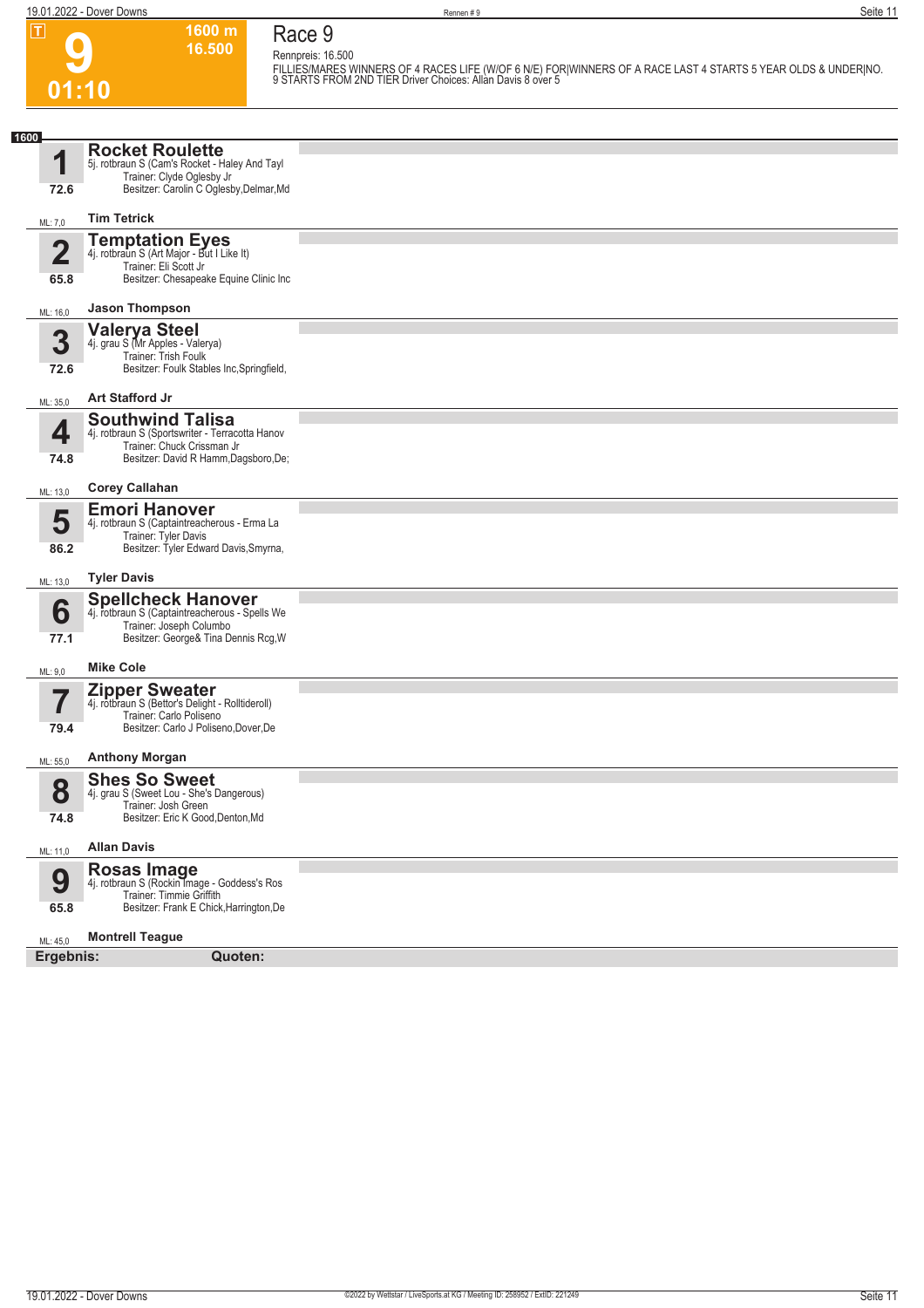T

# 9

01:10

1600 m
16.500

## Race 9

Rennpreis: 16.500

FILLIES/MARES WINNERS OF 4 RACES LIFE (W/OF 6 N/E) FOR|WINNERS OF A RACE LAST 4 STARTS 5 YEAR OLDS & UNDER|NO. 9 STARTS FROM 2ND TIER Driver Choices: Allan Davis 8 over 5

**1600**

**1** **Rocket Roulette**
5j. rotbraun S (Cam's Rocket - Haley And Tayl
Trainer: Clyde Oglesby Jr
Besitzer: Carolin C Oglesby,Delmar,Md
72.6
ML: 7,0 **Tim Tetrick**

**2** **Temptation Eyes**
4j. rotbraun S (Art Major - But I Like It)
Trainer: Eli Scott Jr
Besitzer: Chesapeake Equine Clinic Inc
65.8
ML: 16,0 **Jason Thompson**

**3** **Valerya Steel**
4j. grau S (Mr Apples - Valerya)
Trainer: Trish Foulk
Besitzer: Foulk Stables Inc,Springfield,
72.6
ML: 35,0 **Art Stafford Jr**

**4** **Southwind Talisa**
4j. rotbraun S (Sportswriter - Terracotta Hanov
Trainer: Chuck Crissman Jr
Besitzer: David R Hamm,Dagsboro,De;
74.8
ML: 13,0 **Corey Callahan**

**5** **Emori Hanover**
4j. rotbraun S (Captaintreacherous - Erma La
Trainer: Tyler Davis
Besitzer: Tyler Edward Davis,Smyrna,
86.2
ML: 13,0 **Tyler Davis**

**6** **Spellcheck Hanover**
4j. rotbraun S (Captaintreacherous - Spells We
Trainer: Joseph Columbo
Besitzer: George& Tina Dennis Rcg,W
77.1
ML: 9,0 **Mike Cole**

**7** **Zipper Sweater**
4j. rotbraun S (Bettor's Delight - Rolltideroll)
Trainer: Carlo Poliseno
Besitzer: Carlo J Poliseno,Dover,De
79.4
ML: 55,0 **Anthony Morgan**

**8** **Shes So Sweet**
4j. grau S (Sweet Lou - She's Dangerous)
Trainer: Josh Green
Besitzer: Eric K Good,Denton,Md
74.8
ML: 11,0 **Allan Davis**

**9** **Rosas Image**
4j. rotbraun S (Rockin Image - Goddess's Ros
Trainer: Timmie Griffith
Besitzer: Frank E Chick,Harrington,De
65.8
ML: 45,0 **Montrell Teague**

**Ergebnis:** **Quoten:**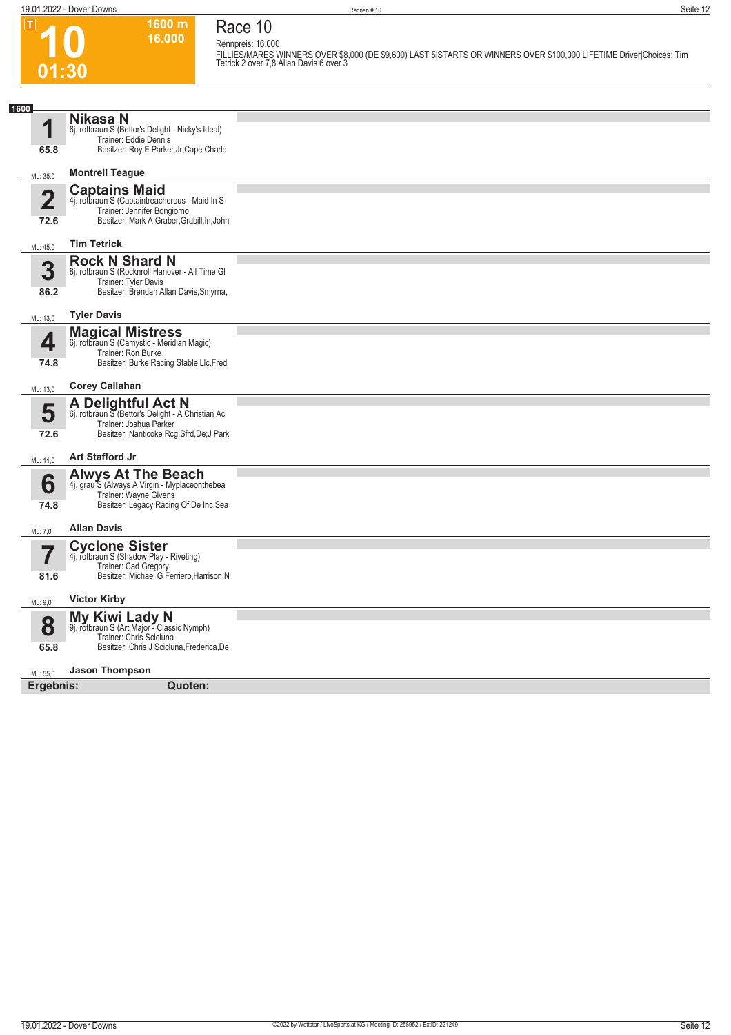**T**

# 10

**01:30**

**1600 m**
**16.000**

## Race 10

Rennpreis: 16.000

FILLIES/MARES WINNERS OVER $8,000 (DE $9,600) LAST 5|STARTS OR WINNERS OVER $100,000 LIFETIME Driver|Choices: Tim Tetrick 2 over 7,8 Allan Davis 6 over 3

**1600**

**1** **Nikasa N**
6j. rotbraun S (Bettor's Delight - Nicky's Ideal)
Trainer: Eddie Dennis
Besitzer: Roy E Parker Jr,Cape Charle
65.8
ML: 35,0 **Montrell Teague**

**2** **Captains Maid**
4j. rotbraun S (Captaintreacherous - Maid In S
Trainer: Jennifer Bongiorno
Besitzer: Mark A Graber,Grabill,In;John
72.6
ML: 45,0 **Tim Tetrick**

**3** **Rock N Shard N**
8j. rotbraun S (Rocknroll Hanover - All Time Gl
Trainer: Tyler Davis
Besitzer: Brendan Allan Davis,Smyrna,
86.2
ML: 13,0 **Tyler Davis**

**4** **Magical Mistress**
6j. rotbraun S (Camystic - Meridian Magic)
Trainer: Ron Burke
Besitzer: Burke Racing Stable Llc,Fred
74.8
ML: 13,0 **Corey Callahan**

**5** **A Delightful Act N**
6j. rotbraun S (Bettor's Delight - A Christian Ac
Trainer: Joshua Parker
Besitzer: Nanticoke Rcg,Sfrd,De;J Park
72.6
ML: 11,0 **Art Stafford Jr**

**6** **Alwys At The Beach**
4j. grau S (Always A Virgin - Myplaceonthebea
Trainer: Wayne Givens
Besitzer: Legacy Racing Of De Inc,Sea
74.8
ML: 7,0 **Allan Davis**

**7** **Cyclone Sister**
4j. rotbraun S (Shadow Play - Riveting)
Trainer: Cad Gregory
Besitzer: Michael G Ferriero,Harrison,N
81.6
ML: 9,0 **Victor Kirby**

**8** **My Kiwi Lady N**
9j. rotbraun S (Art Major - Classic Nymph)
Trainer: Chris Scicluna
Besitzer: Chris J Scicluna,Frederica,De
65.8
ML: 55,0 **Jason Thompson**

**Ergebnis:** **Quoten:**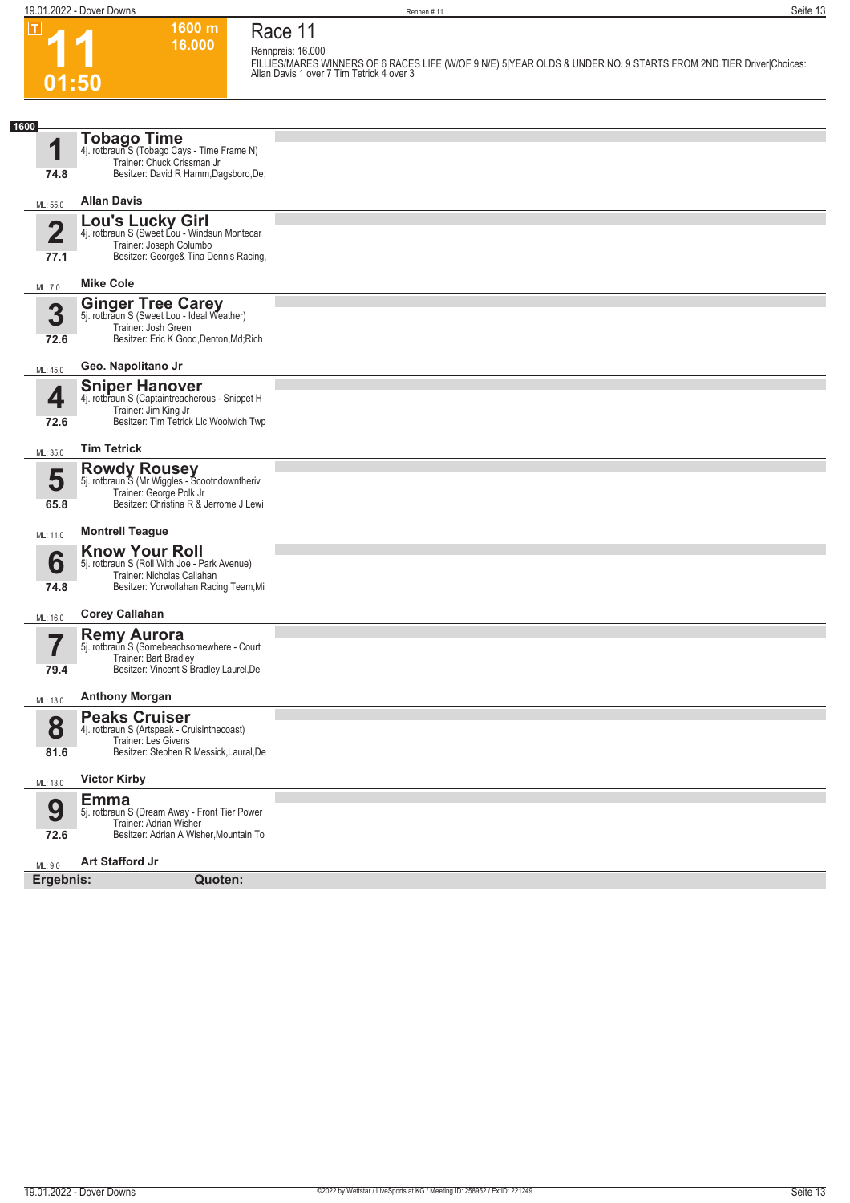**T**

# 11

**01:50**

**1600 m**
**16.000**

## Race 11

Rennpreis: 16.000

FILLIES/MARES WINNERS OF 6 RACES LIFE (W/OF 9 N/E) 5|YEAR OLDS & UNDER NO. 9 STARTS FROM 2ND TIER Driver|Choices: Allan Davis 1 over 7 Tim Tetrick 4 over 3

**1600**

**1** **Tobago Time**
4j. rotbraun S (Tobago Cays - Time Frame N)
Trainer: Chuck Crissman Jr
Besitzer: David R Hamm,Dagsboro,De;
74.8
ML: 55,0 **Allan Davis**

**2** **Lou's Lucky Girl**
4j. rotbraun S (Sweet Lou - Windsun Montecar
Trainer: Joseph Columbo
Besitzer: George& Tina Dennis Racing,
77.1
ML: 7,0 **Mike Cole**

**3** **Ginger Tree Carey**
5j. rotbraun S (Sweet Lou - Ideal Weather)
Trainer: Josh Green
Besitzer: Eric K Good,Denton,Md;Rich
72.6
ML: 45,0 **Geo. Napolitano Jr**

**4** **Sniper Hanover**
4j. rotbraun S (Captaintreacherous - Snippet H
Trainer: Jim King Jr
Besitzer: Tim Tetrick Llc,Woolwich Twp
72.6
ML: 35,0 **Tim Tetrick**

**5** **Rowdy Rousey**
5j. rotbraun S (Mr Wiggles - Scootndowntheriv
Trainer: George Polk Jr
Besitzer: Christina R & Jerrome J Lewi
65.8
ML: 11,0 **Montrell Teague**

**6** **Know Your Roll**
5j. rotbraun S (Roll With Joe - Park Avenue)
Trainer: Nicholas Callahan
Besitzer: Yorwollahan Racing Team,Mi
74.8
ML: 16,0 **Corey Callahan**

**7** **Remy Aurora**
5j. rotbraun S (Somebeachsomewhere - Court
Trainer: Bart Bradley
Besitzer: Vincent S Bradley,Laurel,De
79.4
ML: 13,0 **Anthony Morgan**

**8** **Peaks Cruiser**
4j. rotbraun S (Artspeak - Cruisinthecoast)
Trainer: Les Givens
Besitzer: Stephen R Messick,Laural,De
81.6
ML: 13,0 **Victor Kirby**

**9** **Emma**
5j. rotbraun S (Dream Away - Front Tier Power
Trainer: Adrian Wisher
Besitzer: Adrian A Wisher,Mountain To
72.6
ML: 9,0 **Art Stafford Jr**

**Ergebnis:** **Quoten:**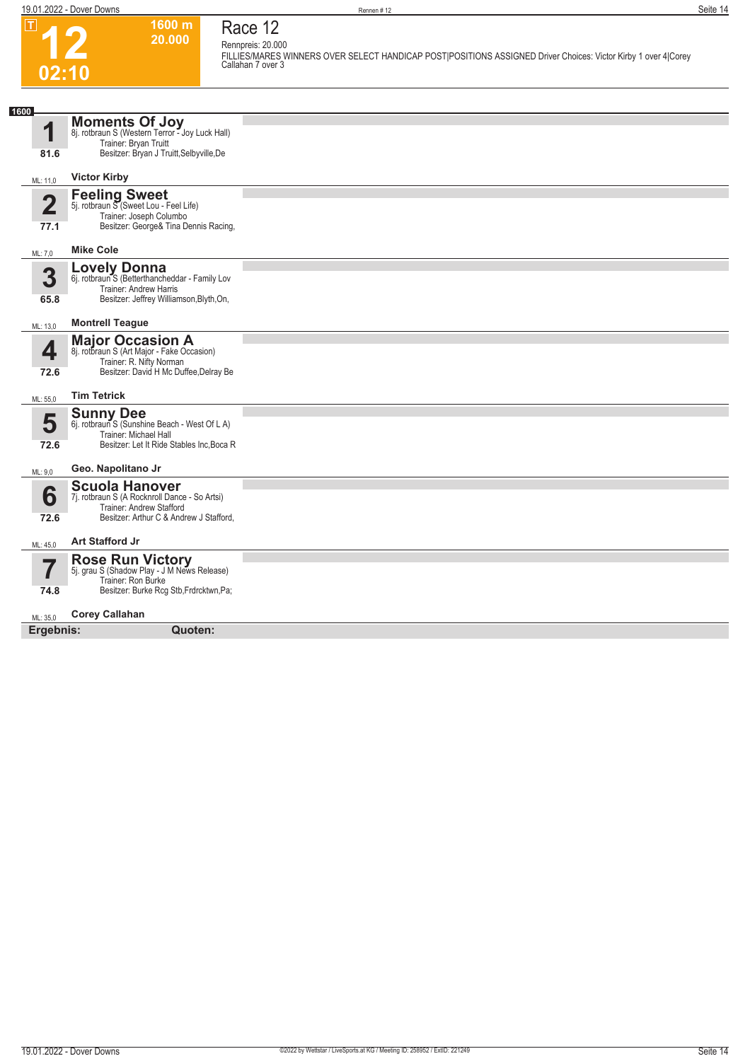# 12

**02:10**

**1600 m**
**20.000**

## Race 12

Rennpreis: 20.000

FILLIES/MARES WINNERS OVER SELECT HANDICAP POST|POSITIONS ASSIGNED Driver Choices: Victor Kirby 1 over 4|Corey Callahan 7 over 3

**1600**

**1** **Moments Of Joy**
8j. rotbraun S (Western Terror - Joy Luck Hall)
Trainer: Bryan Truitt
Besitzer: Bryan J Truitt,Selbyville,De
81.6
ML: 11,0 **Victor Kirby**

**2** **Feeling Sweet**
5j. rotbraun S (Sweet Lou - Feel Life)
Trainer: Joseph Columbo
Besitzer: George& Tina Dennis Racing,
77.1
ML: 7,0 **Mike Cole**

**3** **Lovely Donna**
6j. rotbraun S (Betterthancheddar - Family Lov
Trainer: Andrew Harris
Besitzer: Jeffrey Williamson,Blyth,On,
65.8
ML: 13,0 **Montrell Teague**

**4** **Major Occasion A**
8j. rotbraun S (Art Major - Fake Occasion)
Trainer: R. Nifty Norman
Besitzer: David H Mc Duffee,Delray Be
72.6
ML: 55,0 **Tim Tetrick**

**5** **Sunny Dee**
6j. rotbraun S (Sunshine Beach - West Of L A)
Trainer: Michael Hall
Besitzer: Let It Ride Stables Inc,Boca R
72.6
ML: 9,0 **Geo. Napolitano Jr**

**6** **Scuola Hanover**
7j. rotbraun S (A Rocknroll Dance - So Artsi)
Trainer: Andrew Stafford
Besitzer: Arthur C & Andrew J Stafford,
72.6
ML: 45,0 **Art Stafford Jr**

**7** **Rose Run Victory**
5j. grau S (Shadow Play - J M News Release)
Trainer: Ron Burke
Besitzer: Burke Rcg Stb,Frdrcktwn,Pa;
74.8
ML: 35,0 **Corey Callahan**

**Ergebnis:** **Quoten:**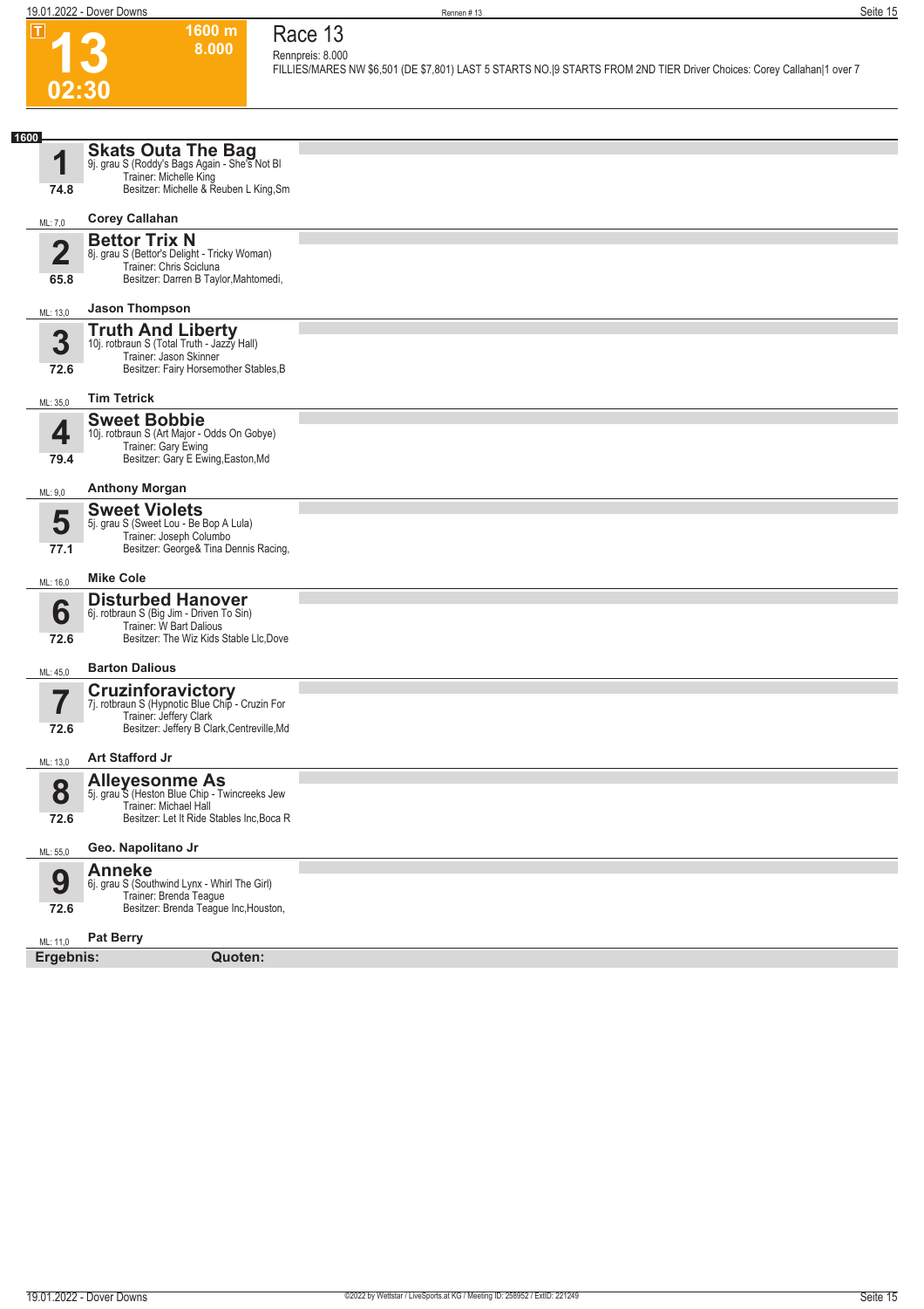**13**

**02:30**

**1600 m**
**8.000**

# Race 13

Rennpreis: 8.000

FILLIES/MARES NW $6,501 (DE $7,801) LAST 5 STARTS NO.|9 STARTS FROM 2ND TIER Driver Choices: Corey Callahan|1 over 7

**1600**

**1** **Skats Outa The Bag**
9j. grau S (Roddy's Bags Again - She's Not Bl
Trainer: Michelle King
74.8 Besitzer: Michelle & Reuben L King,Sm
ML: 7,0 **Corey Callahan**

**2** **Bettor Trix N**
8j. grau S (Bettor's Delight - Tricky Woman)
Trainer: Chris Scicluna
65.8 Besitzer: Darren B Taylor,Mahtomedi,
ML: 13,0 **Jason Thompson**

**3** **Truth And Liberty**
10j. rotbraun S (Total Truth - Jazzy Hall)
Trainer: Jason Skinner
72.6 Besitzer: Fairy Horsemother Stables,B
ML: 35,0 **Tim Tetrick**

**4** **Sweet Bobbie**
10j. rotbraun S (Art Major - Odds On Gobye)
Trainer: Gary Ewing
79.4 Besitzer: Gary E Ewing,Easton,Md
ML: 9,0 **Anthony Morgan**

**5** **Sweet Violets**
5j. grau S (Sweet Lou - Be Bop A Lula)
Trainer: Joseph Columbo
77.1 Besitzer: George& Tina Dennis Racing,
ML: 16,0 **Mike Cole**

**6** **Disturbed Hanover**
6j. rotbraun S (Big Jim - Driven To Sin)
Trainer: W Bart Dalious
72.6 Besitzer: The Wiz Kids Stable Llc,Dove
ML: 45,0 **Barton Dalious**

**7** **Cruzinforavictory**
7j. rotbraun S (Hypnotic Blue Chip - Cruzin For
Trainer: Jeffery Clark
72.6 Besitzer: Jeffery B Clark,Centreville,Md
ML: 13,0 **Art Stafford Jr**

**8** **Alleyesonme As**
5j. grau S (Heston Blue Chip - Twincreeks Jew
Trainer: Michael Hall
72.6 Besitzer: Let It Ride Stables Inc,Boca R
ML: 55,0 **Geo. Napolitano Jr**

**9** **Anneke**
6j. grau S (Southwind Lynx - Whirl The Girl)
Trainer: Brenda Teague
72.6 Besitzer: Brenda Teague Inc,Houston,
ML: 11,0 **Pat Berry**

**Ergebnis:** **Quoten:**